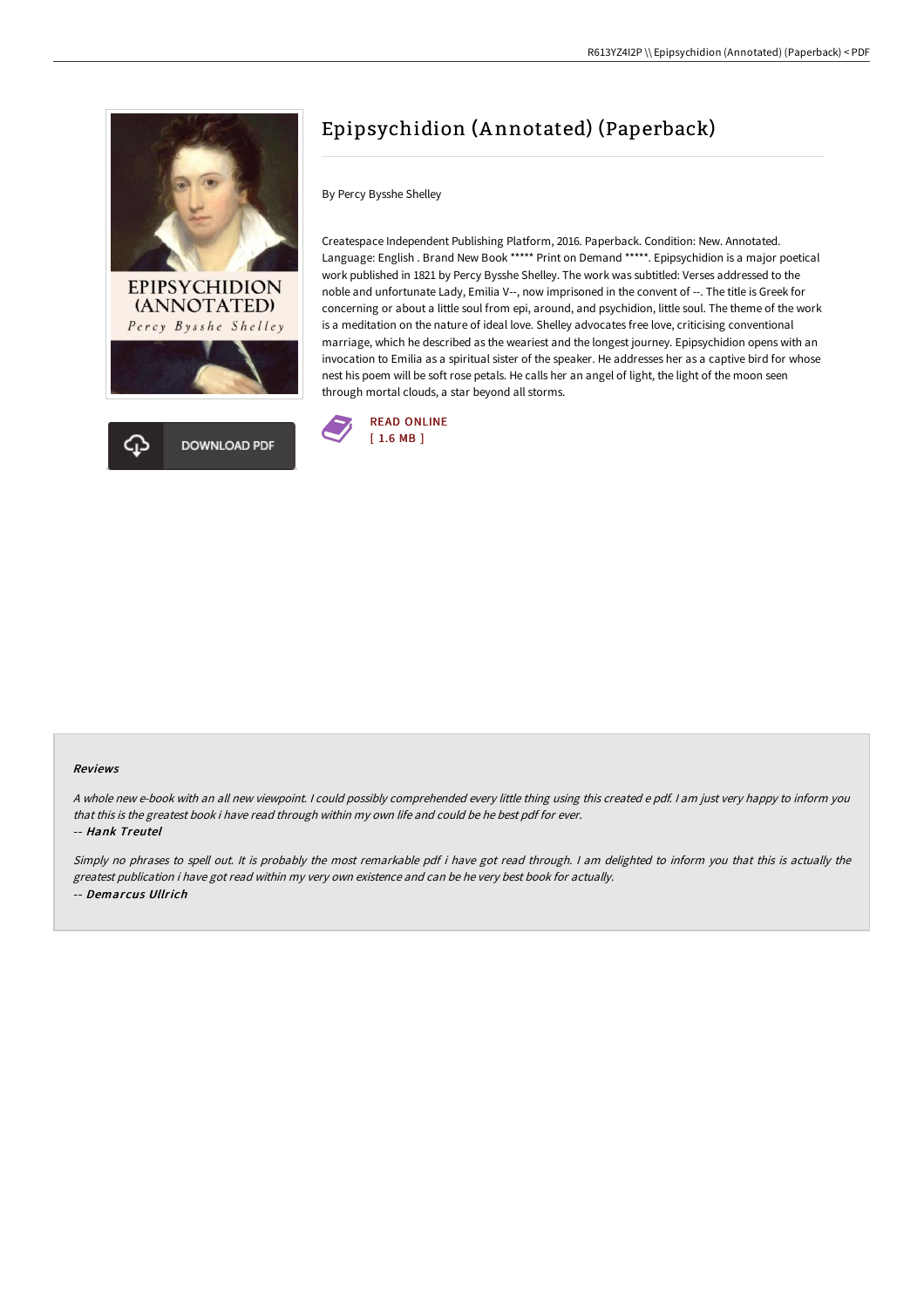# Epipsychidion (Annotated) (Paperback)

By Percy Bysshe Shelley

Createspace Independent Publishing Platform, 2016. Paperback. Condition: New. Annotated. Language: English . Brand New Book ***** Print on Demand *****. Epipsychidion is a major poetical work published in 1821 by Percy Bysshe Shelley. The work was subtitled: Verses addressed to the noble and unfortunate Lady, Emilia V--, now imprisoned in the convent of --. The title is Greek for concerning or about a little soul from epi, around, and psychidion, little soul. The theme of the work is a meditation on the nature of ideal love. Shelley advocates free love, criticising conventional marriage, which he described as the weariest and the longest journey. Epipsychidion opens with an invocation to Emilia as a spiritual sister of the speaker. He addresses her as a captive bird for whose nest his poem will be soft rose petals. He calls her an angel of light, the light of the moon seen through mortal clouds, a star beyond all storms.

DOWNLOAD PDF

READ ONLINE
[ 1.6 MB ]

### Reviews

*A whole new e-book with an all new viewpoint. I could possibly comprehended every little thing using this created e pdf. I am just very happy to inform you that this is the greatest book i have read through within my own life and could be he best pdf for ever.*

*-- **Hank Treutel***

*Simply no phrases to spell out. It is probably the most remarkable pdf i have got read through. I am delighted to inform you that this is actually the greatest publication i have got read within my very own existence and can be he very best book for actually.*

*-- **Demarcus Ullrich***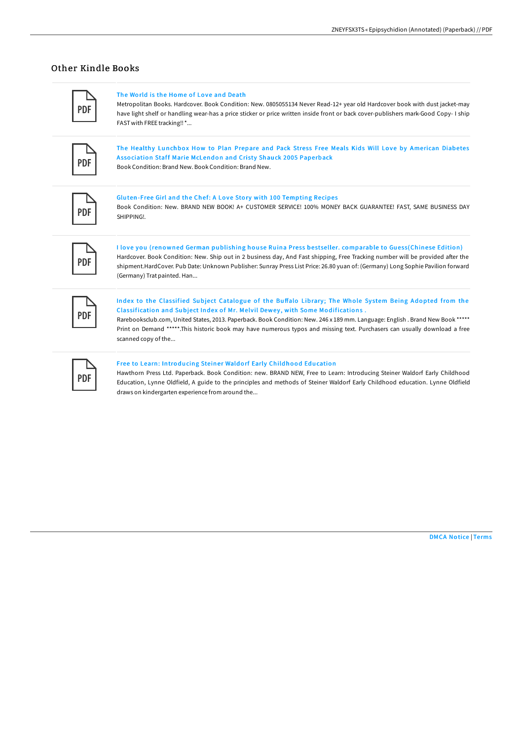## Other Kindle Books

**The World is the Home of Love and Death**

Metropolitan Books. Hardcover. Book Condition: New. 0805055134 Never Read-12+ year old Hardcover book with dust jacket-may have light shelf or handling wear-has a price sticker or price written inside front or back cover-publishers mark-Good Copy- I ship FAST with FREE tracking!! *...

**The Healthy Lunchbox How to Plan Prepare and Pack Stress Free Meals Kids Will Love by American Diabetes Association Staff Marie McLendon and Cristy Shauck 2005 Paperback**

Book Condition: Brand New. Book Condition: Brand New.

**Gluten-Free Girl and the Chef: A Love Story with 100 Tempting Recipes**

Book Condition: New. BRAND NEW BOOK! A+ CUSTOMER SERVICE! 100% MONEY BACK GUARANTEE! FAST, SAME BUSINESS DAY SHIPPING!.

**I love you (renowned German publishing house Ruina Press bestseller. comparable to Guess(Chinese Edition)**

Hardcover. Book Condition: New. Ship out in 2 business day, And Fast shipping, Free Tracking number will be provided after the shipment.HardCover. Pub Date: Unknown Publisher: Sunray Press List Price: 26.80 yuan of: (Germany) Long Sophie Pavilion forward (Germany) Trat painted. Han...

**Index to the Classified Subject Catalogue of the Buffalo Library; The Whole System Being Adopted from the Classification and Subject Index of Mr. Melvil Dewey, with Some Modifications .**

Rarebooksclub.com, United States, 2013. Paperback. Book Condition: New. 246 x 189 mm. Language: English . Brand New Book ***** Print on Demand *****.This historic book may have numerous typos and missing text. Purchasers can usually download a free scanned copy of the...

**Free to Learn: Introducing Steiner Waldorf Early Childhood Education**

Hawthorn Press Ltd. Paperback. Book Condition: new. BRAND NEW, Free to Learn: Introducing Steiner Waldorf Early Childhood Education, Lynne Oldfield, A guide to the principles and methods of Steiner Waldorf Early Childhood education. Lynne Oldfield draws on kindergarten experience from around the...